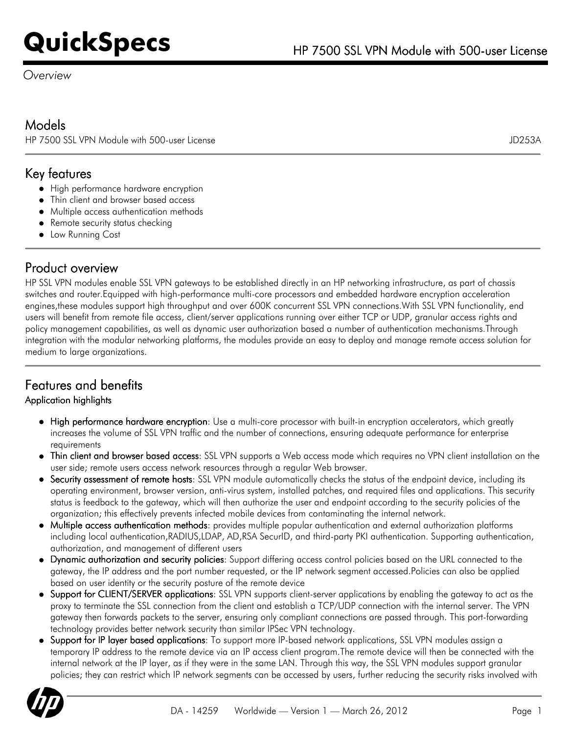# QuickSpecs

## HP 7500 SSL VPN Module with 500-user License

*Overview*

## Models

| | |
|---|---|
| HP 7500 SSL VPN Module with 500-user License | JD253A |

## Key features

- High performance hardware encryption
- Thin client and browser based access
- Multiple access authentication methods
- Remote security status checking
- Low Running Cost

## Product overview

HP SSL VPN modules enable SSL VPN gateways to be established directly in an HP networking infrastructure, as part of chassis switches and router.Equipped with high-performance multi-core processors and embedded hardware encryption acceleration engines,these modules support high throughput and over 600K concurrent SSL VPN connections.With SSL VPN functionality, end users will benefit from remote file access, client/server applications running over either TCP or UDP, granular access rights and policy management capabilities, as well as dynamic user authorization based a number of authentication mechanisms.Through integration with the modular networking platforms, the modules provide an easy to deploy and manage remote access solution for medium to large organizations.

## Features and benefits

### Application highlights

- **High performance hardware encryption**: Use a multi-core processor with built-in encryption accelerators, which greatly increases the volume of SSL VPN traffic and the number of connections, ensuring adequate performance for enterprise requirements
- **Thin client and browser based access**: SSL VPN supports a Web access mode which requires no VPN client installation on the user side; remote users access network resources through a regular Web browser.
- **Security assessment of remote hosts**: SSL VPN module automatically checks the status of the endpoint device, including its operating environment, browser version, anti-virus system, installed patches, and required files and applications. This security status is feedback to the gateway, which will then authorize the user and endpoint according to the security policies of the organization; this effectively prevents infected mobile devices from contaminating the internal network.
- **Multiple access authentication methods**: provides multiple popular authentication and external authorization platforms including local authentication,RADIUS,LDAP, AD,RSA SecurID, and third-party PKI authentication. Supporting authentication, authorization, and management of different users
- **Dynamic authorization and security policies**: Support differing access control policies based on the URL connected to the gateway, the IP address and the port number requested, or the IP network segment accessed.Policies can also be applied based on user identity or the security posture of the remote device
- **Support for CLIENT/SERVER applications**: SSL VPN supports client-server applications by enabling the gateway to act as the proxy to terminate the SSL connection from the client and establish a TCP/UDP connection with the internal server. The VPN gateway then forwards packets to the server, ensuring only compliant connections are passed through. This port-forwarding technology provides better network security than similar IPSec VPN technology.
- **Support for IP layer based applications**: To support more IP-based network applications, SSL VPN modules assign a temporary IP address to the remote device via an IP access client program.The remote device will then be connected with the internal network at the IP layer, as if they were in the same LAN. Through this way, the SSL VPN modules support granular policies; they can restrict which IP network segments can be accessed by users, further reducing the security risks involved with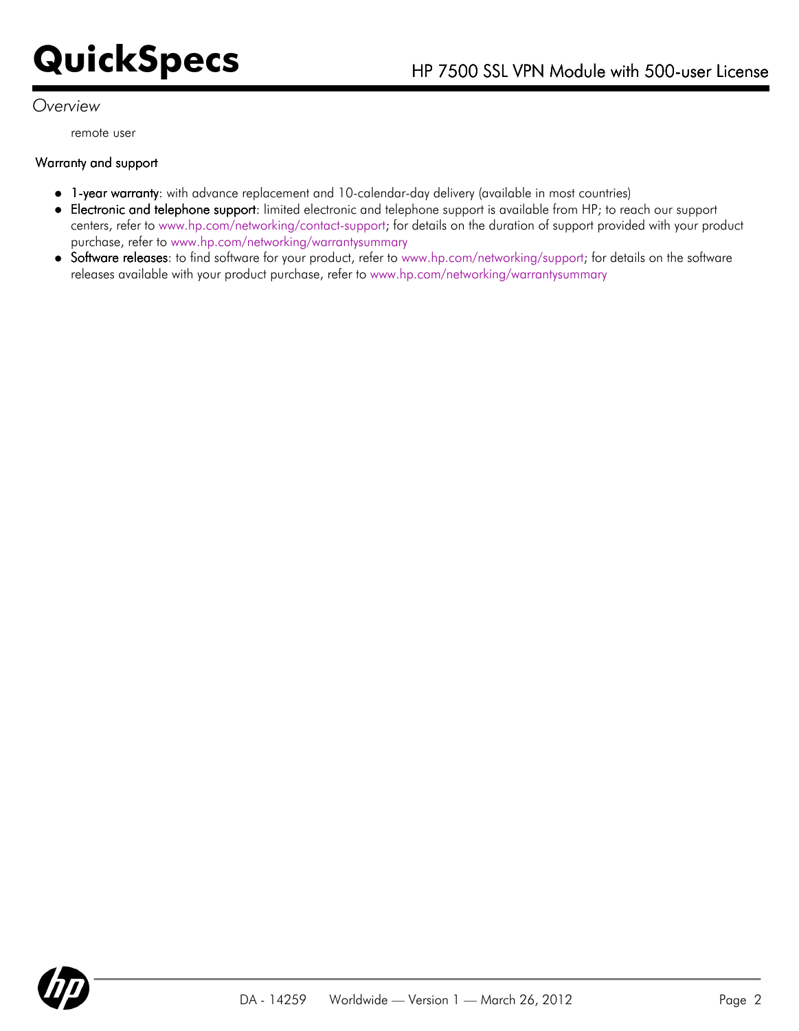*Overview*

remote user

### Warranty and support

- **1-year warranty**: with advance replacement and 10-calendar-day delivery (available in most countries)
- **Electronic and telephone support**: limited electronic and telephone support is available from HP; to reach our support centers, refer to www.hp.com/networking/contact-support; for details on the duration of support provided with your product purchase, refer to www.hp.com/networking/warrantysummary
- **Software releases**: to find software for your product, refer to www.hp.com/networking/support; for details on the software releases available with your product purchase, refer to www.hp.com/networking/warrantysummary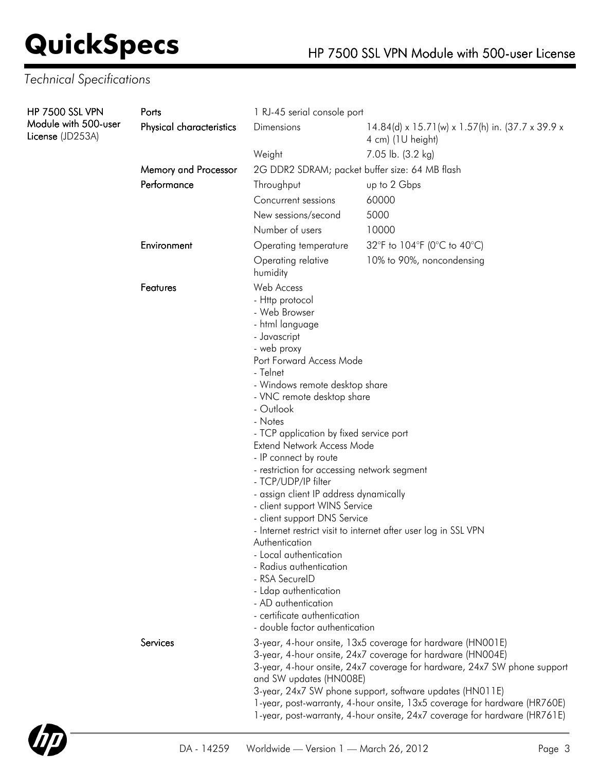## Technical Specifications

**HP 7500 SSL VPN Module with 500-user License** (JD253A)

| | | | |
|---|---|---|---|
| Ports | 1 RJ-45 serial console port | | |
| Physical characteristics | Dimensions | 14.84(d) x 15.71(w) x 1.57(h) in. (37.7 x 39.9 x 4 cm) (1U height) | |
| | Weight | 7.05 lb. (3.2 kg) | |
| Memory and Processor | 2G DDR2 SDRAM; packet buffer size: 64 MB flash | | |
| Performance | Throughput | up to 2 Gbps | |
| | Concurrent sessions | 60000 | |
| | New sessions/second | 5000 | |
| | Number of users | 10000 | |
| Environment | Operating temperature | 32°F to 104°F (0°C to 40°C) | |
| | Operating relative humidity | 10% to 90%, noncondensing | |

**Features**

Web Access
- Http protocol
- Web Browser
- html language
- Javascript
- web proxy

Port Forward Access Mode
- Telnet
- Windows remote desktop share
- VNC remote desktop share
- Outlook
- Notes
- TCP application by fixed service port

Extend Network Access Mode
- IP connect by route
- restriction for accessing network segment
- TCP/UDP/IP filter
- assign client IP address dynamically
- client support WINS Service
- client support DNS Service
- Internet restrict visit to internet after user log in SSL VPN

Authentication
- Local authentication
- Radius authentication
- RSA SecureID
- Ldap authentication
- AD authentication
- certificate authentication
- double factor authentication

**Services**

3-year, 4-hour onsite, 13x5 coverage for hardware (HN001E)
3-year, 4-hour onsite, 24x7 coverage for hardware (HN004E)
3-year, 4-hour onsite, 24x7 coverage for hardware, 24x7 SW phone support and SW updates (HN008E)
3-year, 24x7 SW phone support, software updates (HN011E)
1-year, post-warranty, 4-hour onsite, 13x5 coverage for hardware (HR760E)
1-year, post-warranty, 4-hour onsite, 24x7 coverage for hardware (HR761E)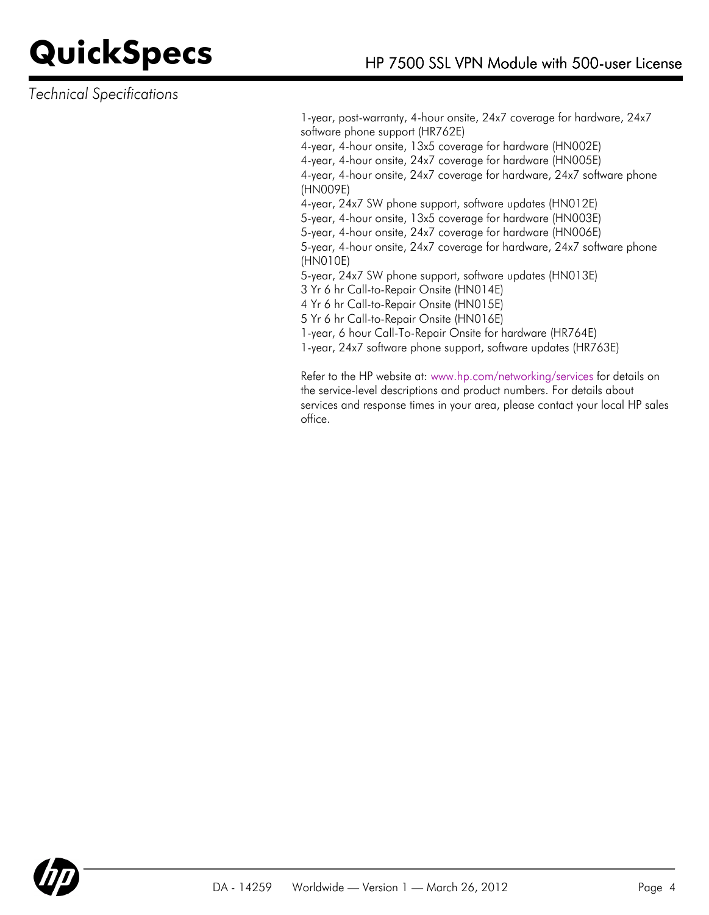*Technical Specifications*

1-year, post-warranty, 4-hour onsite, 24x7 coverage for hardware, 24x7 software phone support (HR762E)
4-year, 4-hour onsite, 13x5 coverage for hardware (HN002E)
4-year, 4-hour onsite, 24x7 coverage for hardware (HN005E)
4-year, 4-hour onsite, 24x7 coverage for hardware, 24x7 software phone (HN009E)
4-year, 24x7 SW phone support, software updates (HN012E)
5-year, 4-hour onsite, 13x5 coverage for hardware (HN003E)
5-year, 4-hour onsite, 24x7 coverage for hardware (HN006E)
5-year, 4-hour onsite, 24x7 coverage for hardware, 24x7 software phone (HN010E)
5-year, 24x7 SW phone support, software updates (HN013E)
3 Yr 6 hr Call-to-Repair Onsite (HN014E)
4 Yr 6 hr Call-to-Repair Onsite (HN015E)
5 Yr 6 hr Call-to-Repair Onsite (HN016E)
1-year, 6 hour Call-To-Repair Onsite for hardware (HR764E)
1-year, 24x7 software phone support, software updates (HR763E)

Refer to the HP website at: www.hp.com/networking/services for details on the service-level descriptions and product numbers. For details about services and response times in your area, please contact your local HP sales office.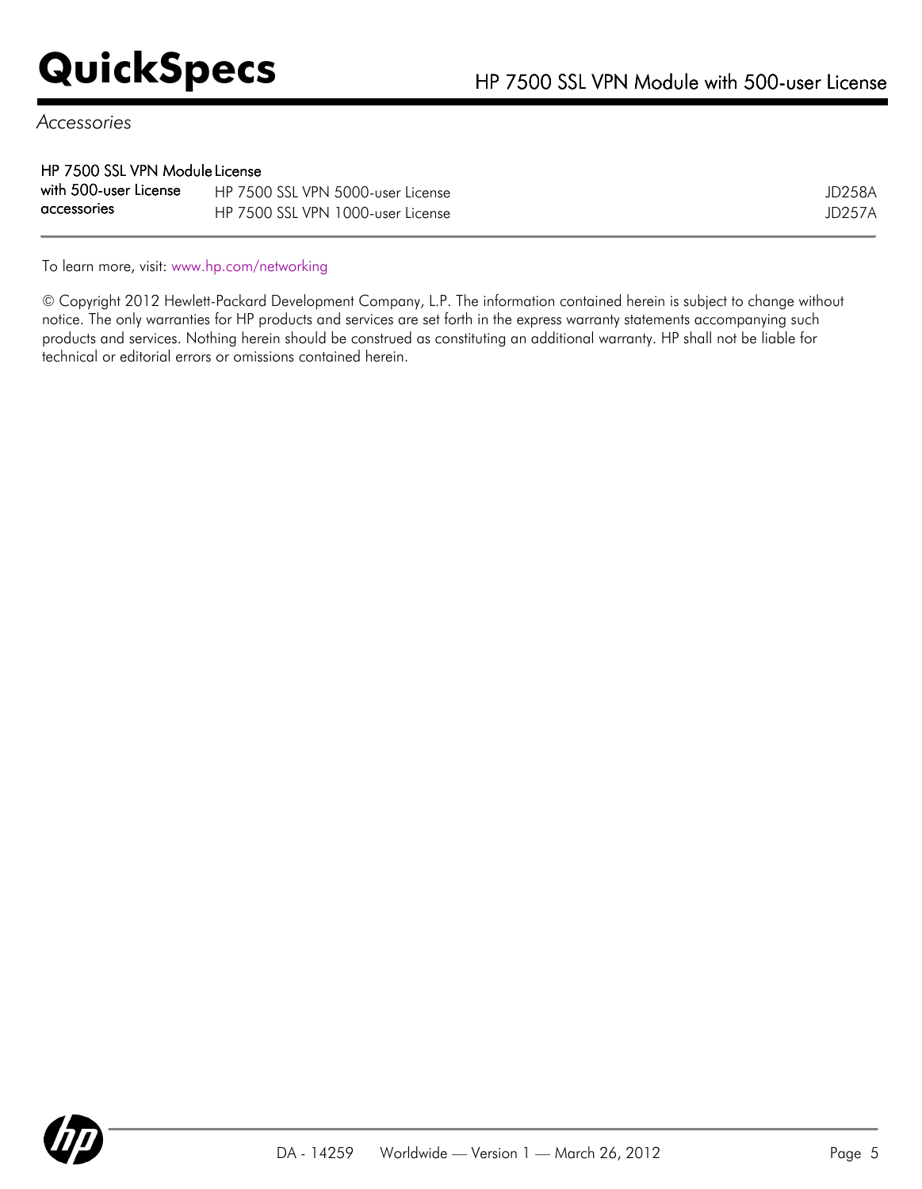*Accessories*

| | | |
|---|---|---|
| **HP 7500 SSL VPN Module with 500-user License accessories** | **License** | |
| | HP 7500 SSL VPN 5000-user License | JD258A |
| | HP 7500 SSL VPN 1000-user License | JD257A |

To learn more, visit: www.hp.com/networking

© Copyright 2012 Hewlett-Packard Development Company, L.P. The information contained herein is subject to change without notice. The only warranties for HP products and services are set forth in the express warranty statements accompanying such products and services. Nothing herein should be construed as constituting an additional warranty. HP shall not be liable for technical or editorial errors or omissions contained herein.

DA - 14259 Worldwide — Version 1 — March 26, 2012